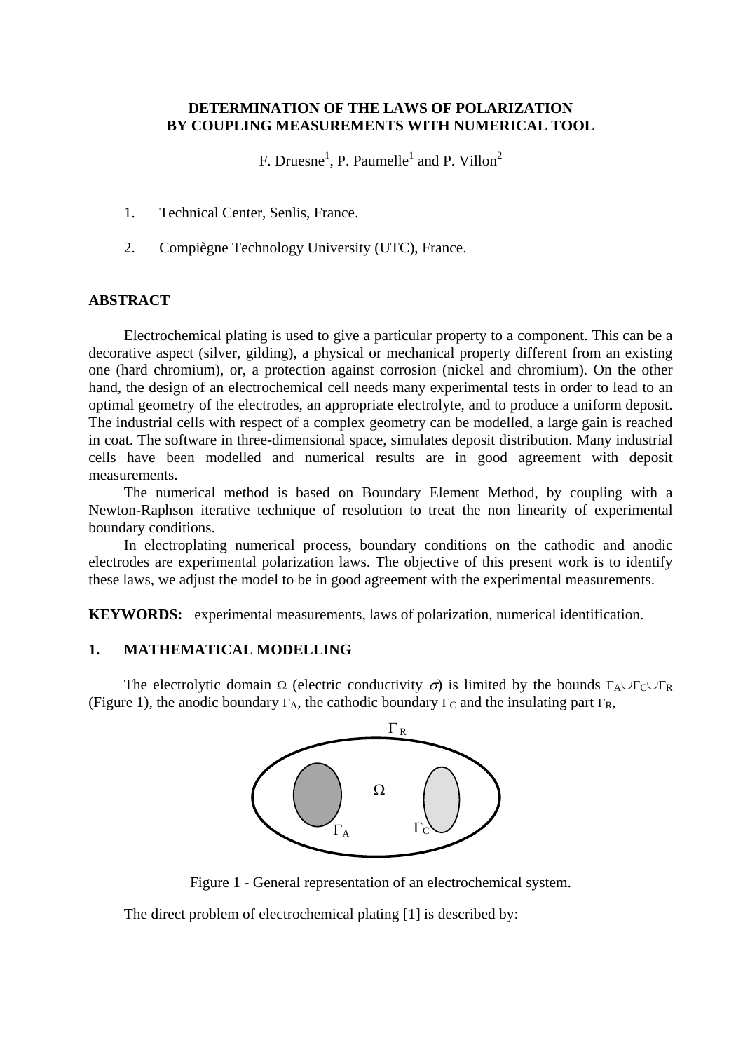# DETERMINATION OF THE LAWS OF POLARIZATION BY COUPLING MEASUREMENTS WITH NUMERICAL TOOL

F. Druesne[1], P. Paumelle[1] and P. Villon[2]

1. Technical Center, Senlis, France.

2. Compiègne Technology University (UTC), France.

## ABSTRACT

Electrochemical plating is used to give a particular property to a component. This can be a decorative aspect (silver, gilding), a physical or mechanical property different from an existing one (hard chromium), or, a protection against corrosion (nickel and chromium). On the other hand, the design of an electrochemical cell needs many experimental tests in order to lead to an optimal geometry of the electrodes, an appropriate electrolyte, and to produce a uniform deposit. The industrial cells with respect of a complex geometry can be modelled, a large gain is reached in coat. The software in three-dimensional space, simulates deposit distribution. Many industrial cells have been modelled and numerical results are in good agreement with deposit measurements.

The numerical method is based on Boundary Element Method, by coupling with a Newton-Raphson iterative technique of resolution to treat the non linearity of experimental boundary conditions.

In electroplating numerical process, boundary conditions on the cathodic and anodic electrodes are experimental polarization laws. The objective of this present work is to identify these laws, we adjust the model to be in good agreement with the experimental measurements.

**KEYWORDS:** experimental measurements, laws of polarization, numerical identification.

## 1. MATHEMATICAL MODELLING

The electrolytic domain $\Omega$ (electric conductivity $\sigma$) is limited by the bounds $\Gamma_A \cup \Gamma_C \cup \Gamma_R$ (Figure 1), the anodic boundary $\Gamma_A$, the cathodic boundary $\Gamma_C$ and the insulating part $\Gamma_R$,

Figure 1 - General representation of an electrochemical system.

The direct problem of electrochemical plating [1] is described by: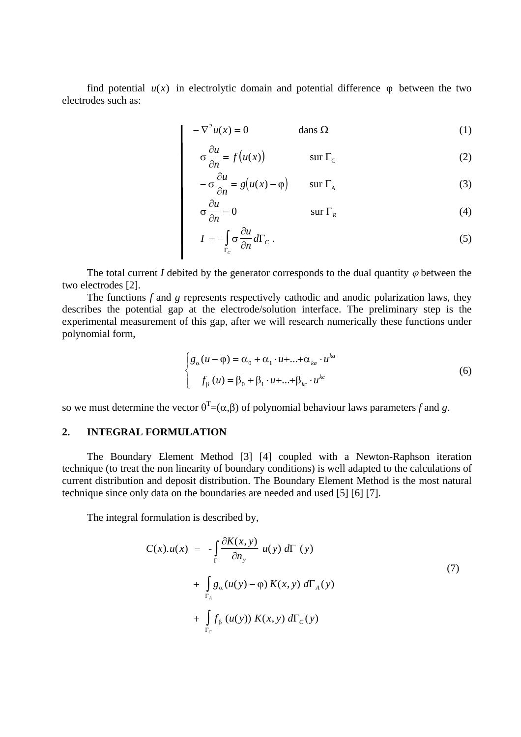find potential $u(x)$ in electrolytic domain and potential difference $\varphi$ between the two electrodes such as:

$$
\left|
\begin{array}{lll}
-\nabla^2 u(x) = 0 & \text{dans } \Omega & (1) \\
\sigma \dfrac{\partial u}{\partial n} = f\big(u(x)\big) & \text{sur } \Gamma_C & (2) \\
-\sigma \dfrac{\partial u}{\partial n} = g\big(u(x) - \varphi\big) & \text{sur } \Gamma_A & (3) \\
\sigma \dfrac{\partial u}{\partial n} = 0 & \text{sur } \Gamma_R & (4) \\
I = -\displaystyle\int_{\Gamma_C} \sigma \dfrac{\partial u}{\partial n} d\Gamma_C \,. & & (5)
\end{array}
\right.
$$

The total current $I$ debited by the generator corresponds to the dual quantity $\varphi$ between the two electrodes [2].

The functions $f$ and $g$ represents respectively cathodic and anodic polarization laws, they describes the potential gap at the electrode/solution interface. The preliminary step is the experimental measurement of this gap, after we will research numerically these functions under polynomial form,

$$
\begin{cases}
g_\alpha(u-\varphi) = \alpha_0 + \alpha_1 \cdot u + \ldots + \alpha_{ka} \cdot u^{ka} \\
f_\beta(u) = \beta_0 + \beta_1 \cdot u + \ldots + \beta_{kc} \cdot u^{kc}
\end{cases}
\tag{6}
$$

so we must determine the vector $\theta^T=(\alpha,\beta)$ of polynomial behaviour laws parameters $f$ and $g$.

## 2. INTEGRAL FORMULATION

The Boundary Element Method [3] [4] coupled with a Newton-Raphson iteration technique (to treat the non linearity of boundary conditions) is well adapted to the calculations of current distribution and deposit distribution. The Boundary Element Method is the most natural technique since only data on the boundaries are needed and used [5] [6] [7].

The integral formulation is described by,

$$
\begin{aligned}
C(x).u(x) \;=\; & -\int_{\Gamma} \frac{\partial K(x,y)}{\partial n_y}\, u(y)\, d\Gamma\,(y) \\
& + \int_{\Gamma_A} g_\alpha(u(y)-\varphi)\, K(x,y)\, d\Gamma_A(y) \\
& + \int_{\Gamma_C} f_\beta(u(y))\, K(x,y)\, d\Gamma_C(y)
\end{aligned}
\tag{7}
$$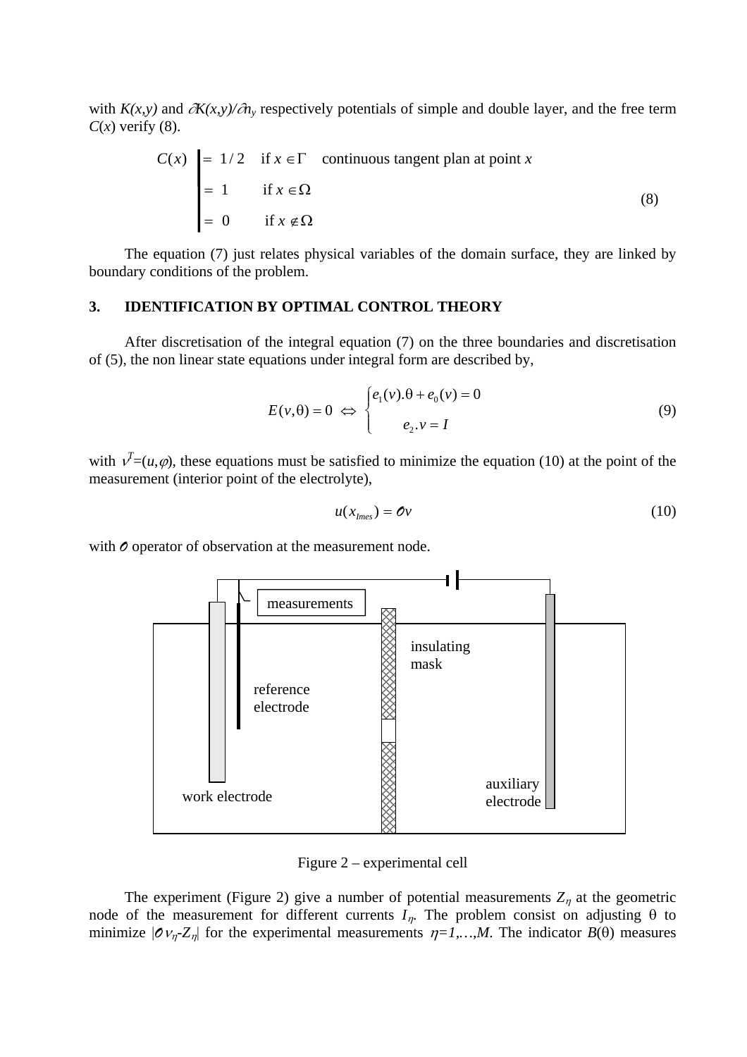with $K(x,y)$ and $\partial K(x,y)/\partial n_y$ respectively potentials of simple and double layer, and the free term $C(x)$ verify (8).

$$C(x)\ \left|\begin{array}{ll} = 1/2 & \text{if } x \in \Gamma \quad \text{continuous tangent plan at point } x \\ = 1 & \text{if } x \in \Omega \\ = 0 & \text{if } x \notin \Omega \end{array}\right. \tag{8}$$

The equation (7) just relates physical variables of the domain surface, they are linked by boundary conditions of the problem.

## 3. IDENTIFICATION BY OPTIMAL CONTROL THEORY

After discretisation of the integral equation (7) on the three boundaries and discretisation of (5), the non linear state equations under integral form are described by,

$$E(v,\theta) = 0 \iff \begin{cases} e_1(v).\theta + e_0(v) = 0 \\ \quad e_2.v = I \end{cases} \tag{9}$$

with $v^T=(u,\varphi)$, these equations must be satisfied to minimize the equation (10) at the point of the measurement (interior point of the electrolyte),

$$u(x_{Imes}) = \mathcal{O}v \tag{10}$$

with $\mathcal{O}$ operator of observation at the measurement node.

Figure 2 – experimental cell

The experiment (Figure 2) give a number of potential measurements $Z_\eta$ at the geometric node of the measurement for different currents $I_\eta$. The problem consist on adjusting $\theta$ to minimize $|\mathcal{O}v_\eta - Z_\eta|$ for the experimental measurements $\eta=1,\ldots,M$. The indicator $B(\theta)$ measures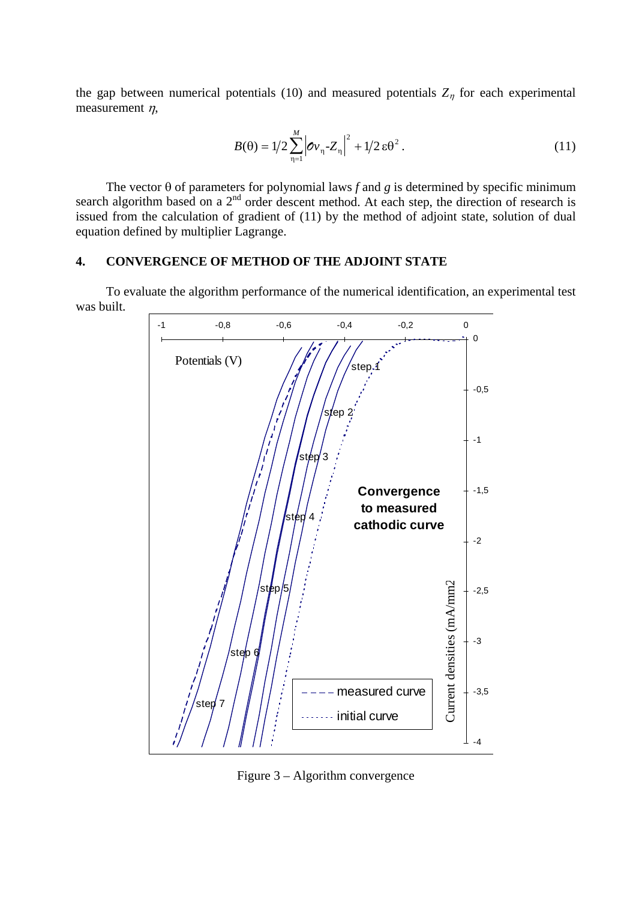the gap between numerical potentials (10) and measured potentials $Z_\eta$ for each experimental measurement $\eta$,

$$B(\theta) = 1/2 \sum_{\eta=1}^{M} \left| \mathcal{O} v_\eta - Z_\eta \right|^2 + 1/2\, \varepsilon \theta^2 . \tag{11}$$

The vector θ of parameters for polynomial laws *f* and *g* is determined by specific minimum search algorithm based on a 2[nd] order descent method. At each step, the direction of research is issued from the calculation of gradient of (11) by the method of adjoint state, solution of dual equation defined by multiplier Lagrange.

## 4. CONVERGENCE OF METHOD OF THE ADJOINT STATE

To evaluate the algorithm performance of the numerical identification, an experimental test was built.

Figure 3 – Algorithm convergence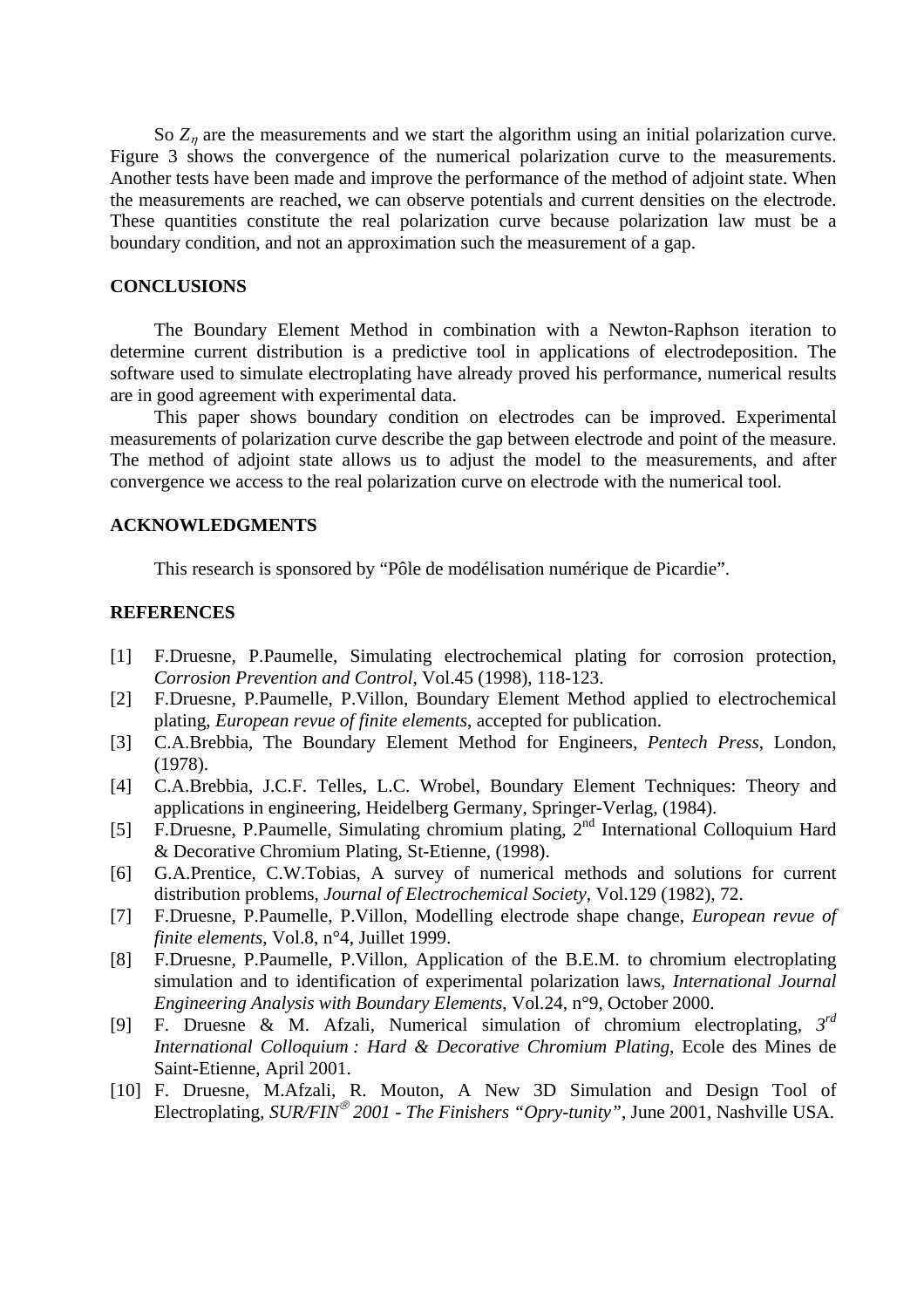So $Z_\eta$ are the measurements and we start the algorithm using an initial polarization curve. Figure 3 shows the convergence of the numerical polarization curve to the measurements. Another tests have been made and improve the performance of the method of adjoint state. When the measurements are reached, we can observe potentials and current densities on the electrode. These quantities constitute the real polarization curve because polarization law must be a boundary condition, and not an approximation such the measurement of a gap.

## CONCLUSIONS

The Boundary Element Method in combination with a Newton-Raphson iteration to determine current distribution is a predictive tool in applications of electrodeposition. The software used to simulate electroplating have already proved his performance, numerical results are in good agreement with experimental data.

This paper shows boundary condition on electrodes can be improved. Experimental measurements of polarization curve describe the gap between electrode and point of the measure. The method of adjoint state allows us to adjust the model to the measurements, and after convergence we access to the real polarization curve on electrode with the numerical tool.

## ACKNOWLEDGMENTS

This research is sponsored by "Pôle de modélisation numérique de Picardie".

## REFERENCES

[1] F.Druesne, P.Paumelle, Simulating electrochemical plating for corrosion protection, *Corrosion Prevention and Control*, Vol.45 (1998), 118-123.

[2] F.Druesne, P.Paumelle, P.Villon, Boundary Element Method applied to electrochemical plating, *European revue of finite elements*, accepted for publication.

[3] C.A.Brebbia, The Boundary Element Method for Engineers, *Pentech Press*, London, (1978).

[4] C.A.Brebbia, J.C.F. Telles, L.C. Wrobel, Boundary Element Techniques: Theory and applications in engineering, Heidelberg Germany, Springer-Verlag, (1984).

[5] F.Druesne, P.Paumelle, Simulating chromium plating, 2nd International Colloquium Hard & Decorative Chromium Plating, St-Etienne, (1998).

[6] G.A.Prentice, C.W.Tobias, A survey of numerical methods and solutions for current distribution problems, *Journal of Electrochemical Society*, Vol.129 (1982), 72.

[7] F.Druesne, P.Paumelle, P.Villon, Modelling electrode shape change, *European revue of finite elements,* Vol.8, n°4, Juillet 1999.

[8] F.Druesne, P.Paumelle, P.Villon, Application of the B.E.M. to chromium electroplating simulation and to identification of experimental polarization laws, *International Journal Engineering Analysis with Boundary Elements*, Vol.24, n°9, October 2000.

[9] F. Druesne & M. Afzali, Numerical simulation of chromium electroplating, *3rd International Colloquium : Hard & Decorative Chromium Plating,* Ecole des Mines de Saint-Etienne, April 2001.

[10] F. Druesne, M.Afzali, R. Mouton, A New 3D Simulation and Design Tool of Electroplating, *SUR/FIN® 2001 - The Finishers "Opry-tunity"*, June 2001, Nashville USA.